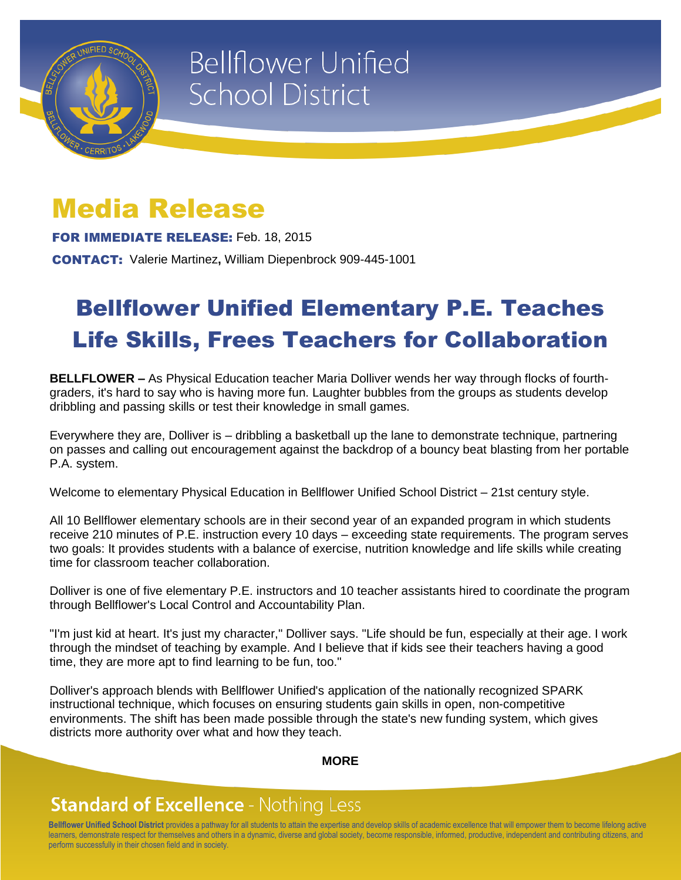Bellflower Unified School District

# Media Release

**FOR IMMEDIATE RELEASE:** Feb. 18, 2015

**CONTACT:** Valerie Martinez**,** William Diepenbrock 909-445-1001

## Bellflower Unified Elementary P.E. Teaches Life Skills, Frees Teachers for Collaboration

**BELLFLOWER –** As Physical Education teacher Maria Dolliver wends her way through flocks of fourth-graders, it's hard to say who is having more fun. Laughter bubbles from the groups as students develop dribbling and passing skills or test their knowledge in small games.

Everywhere they are, Dolliver is – dribbling a basketball up the lane to demonstrate technique, partnering on passes and calling out encouragement against the backdrop of a bouncy beat blasting from her portable P.A. system.

Welcome to elementary Physical Education in Bellflower Unified School District – 21st century style.

All 10 Bellflower elementary schools are in their second year of an expanded program in which students receive 210 minutes of P.E. instruction every 10 days – exceeding state requirements. The program serves two goals: It provides students with a balance of exercise, nutrition knowledge and life skills while creating time for classroom teacher collaboration.

Dolliver is one of five elementary P.E. instructors and 10 teacher assistants hired to coordinate the program through Bellflower's Local Control and Accountability Plan.

"I'm just kid at heart. It's just my character," Dolliver says. "Life should be fun, especially at their age. I work through the mindset of teaching by example. And I believe that if kids see their teachers having a good time, they are more apt to find learning to be fun, too."

Dolliver's approach blends with Bellflower Unified's application of the nationally recognized SPARK instructional technique, which focuses on ensuring students gain skills in open, non-competitive environments. The shift has been made possible through the state's new funding system, which gives districts more authority over what and how they teach.

**MORE**

**Standard of Excellence** - Nothing Less

**Bellflower Unified School District** provides a pathway for all students to attain the expertise and develop skills of academic excellence that will empower them to become lifelong active learners, demonstrate respect for themselves and others in a dynamic, diverse and global society, become responsible, informed, productive, independent and contributing citizens, and perform successfully in their chosen field and in society.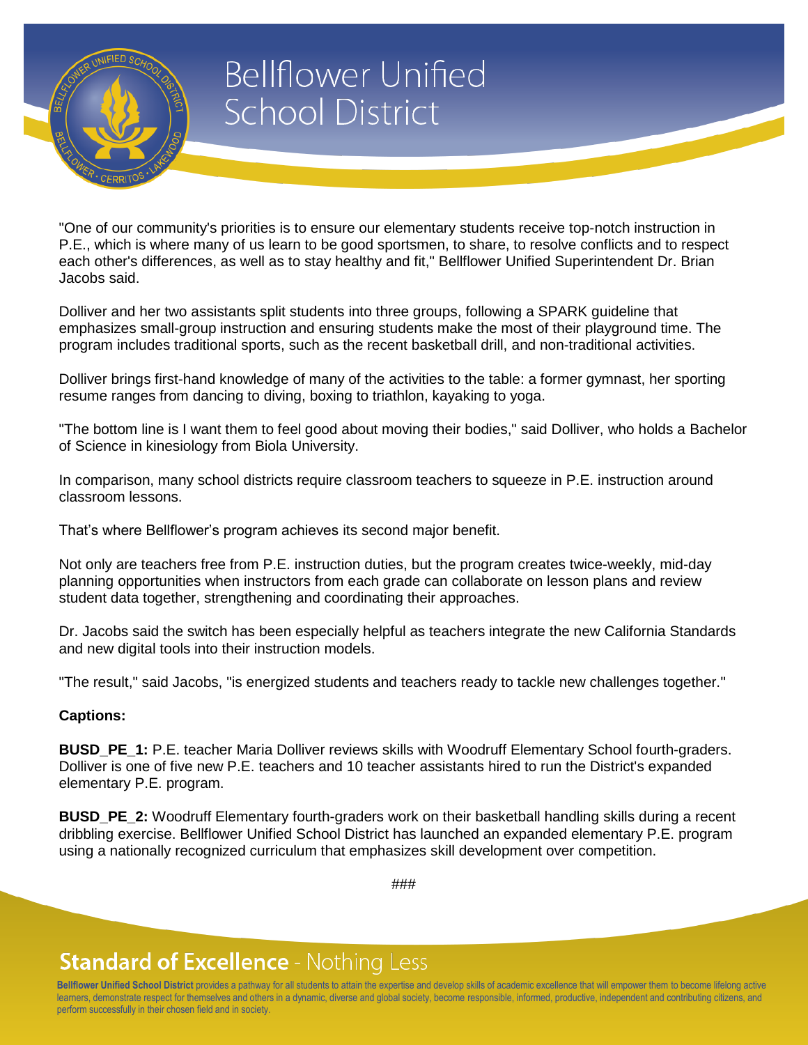"One of our community's priorities is to ensure our elementary students receive top-notch instruction in P.E., which is where many of us learn to be good sportsmen, to share, to resolve conflicts and to respect each other's differences, as well as to stay healthy and fit," Bellflower Unified Superintendent Dr. Brian Jacobs said.

Dolliver and her two assistants split students into three groups, following a SPARK guideline that emphasizes small-group instruction and ensuring students make the most of their playground time. The program includes traditional sports, such as the recent basketball drill, and non-traditional activities.

Dolliver brings first-hand knowledge of many of the activities to the table: a former gymnast, her sporting resume ranges from dancing to diving, boxing to triathlon, kayaking to yoga.

"The bottom line is I want them to feel good about moving their bodies," said Dolliver, who holds a Bachelor of Science in kinesiology from Biola University.

In comparison, many school districts require classroom teachers to squeeze in P.E. instruction around classroom lessons.

That's where Bellflower's program achieves its second major benefit.

Not only are teachers free from P.E. instruction duties, but the program creates twice-weekly, mid-day planning opportunities when instructors from each grade can collaborate on lesson plans and review student data together, strengthening and coordinating their approaches.

Dr. Jacobs said the switch has been especially helpful as teachers integrate the new California Standards and new digital tools into their instruction models.

"The result," said Jacobs, "is energized students and teachers ready to tackle new challenges together."

**Captions:**

**BUSD_PE_1:** P.E. teacher Maria Dolliver reviews skills with Woodruff Elementary School fourth-graders. Dolliver is one of five new P.E. teachers and 10 teacher assistants hired to run the District's expanded elementary P.E. program.

**BUSD_PE_2:** Woodruff Elementary fourth-graders work on their basketball handling skills during a recent dribbling exercise. Bellflower Unified School District has launched an expanded elementary P.E. program using a nationally recognized curriculum that emphasizes skill development over competition.

###

**Standard of Excellence** - Nothing Less

**Bellflower Unified School District** provides a pathway for all students to attain the expertise and develop skills of academic excellence that will empower them to become lifelong active learners, demonstrate respect for themselves and others in a dynamic, diverse and global society, become responsible, informed, productive, independent and contributing citizens, and perform successfully in their chosen field and in society.